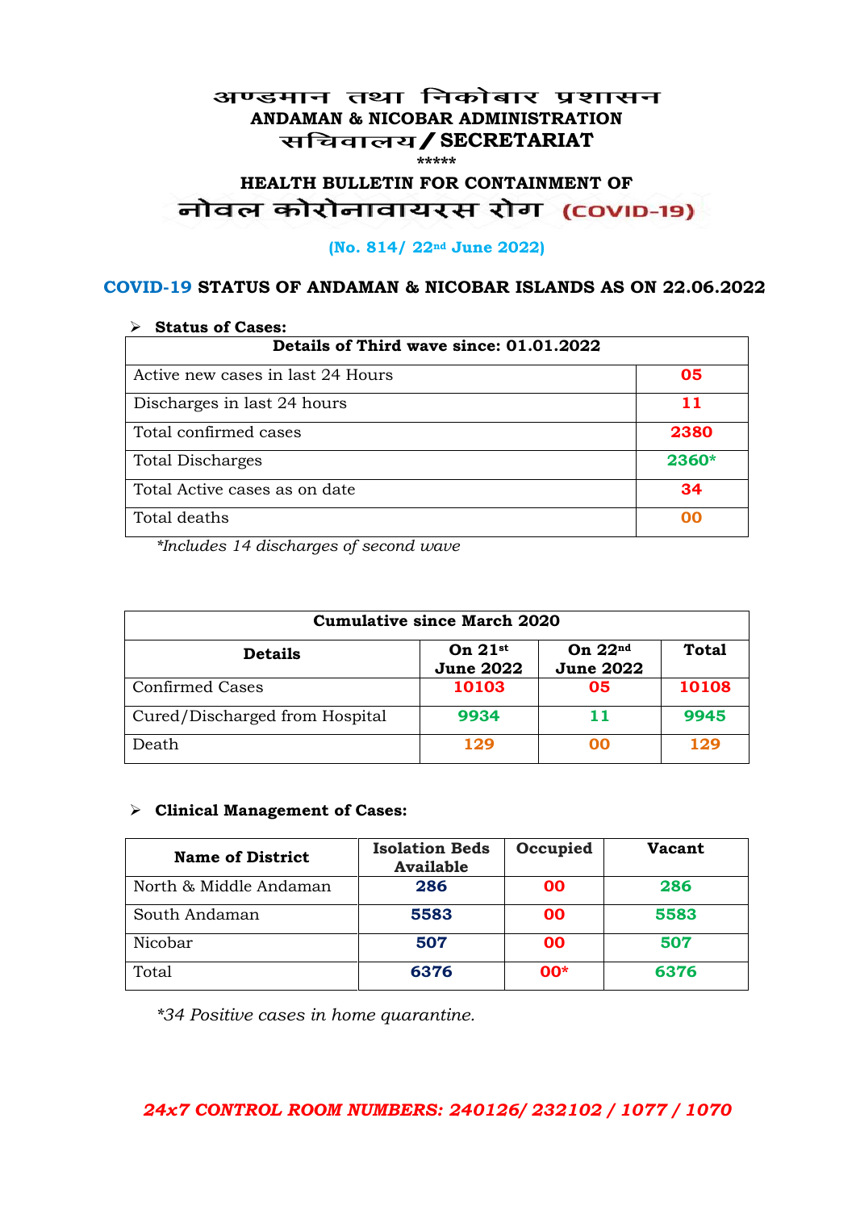# अण्डमान तथा निकोबार प्रशासन
# ANDAMAN & NICOBAR ADMINISTRATION
## सचिवालय / SECRETARIAT

\*\*\*\*\*

## HEALTH BULLETIN FOR CONTAINMENT OF
## नोवल कोरोनावायरस रोग (COVID-19)

**(No. 814/ 22nd June 2022)**

### COVID-19 STATUS OF ANDAMAN & NICOBAR ISLANDS AS ON 22.06.2022

- **Status of Cases:**

| Details of Third wave since: 01.01.2022 | |
|---|---|
| Active new cases in last 24 Hours | 05 |
| Discharges in last 24 hours | 11 |
| Total confirmed cases | 2380 |
| Total Discharges | 2360* |
| Total Active cases as on date | 34 |
| Total deaths | 00 |

*\*Includes 14 discharges of second wave*

| Cumulative since March 2020 | | | |
|---|---|---|---|
| **Details** | **On 21st June 2022** | **On 22nd June 2022** | **Total** |
| Confirmed Cases | 10103 | 05 | 10108 |
| Cured/Discharged from Hospital | 9934 | 11 | 9945 |
| Death | 129 | 00 | 129 |

- **Clinical Management of Cases:**

| Name of District | Isolation Beds Available | Occupied | Vacant |
|---|---|---|---|
| North & Middle Andaman | 286 | 00 | 286 |
| South Andaman | 5583 | 00 | 5583 |
| Nicobar | 507 | 00 | 507 |
| Total | 6376 | 00* | 6376 |

*\*34 Positive cases in home quarantine.*

***24x7 CONTROL ROOM NUMBERS: 240126/ 232102 / 1077 / 1070***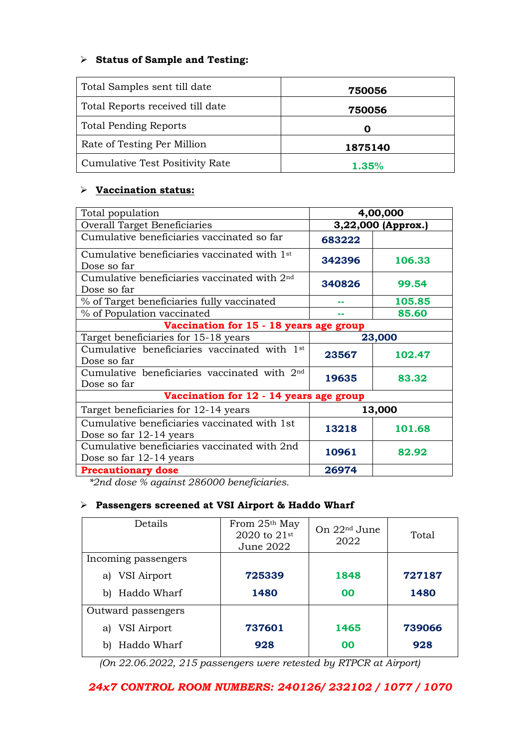- **Status of Sample and Testing:**

| | |
|---|---|
| Total Samples sent till date | **750056** |
| Total Reports received till date | **750056** |
| Total Pending Reports | **0** |
| Rate of Testing Per Million | **1875140** |
| Cumulative Test Positivity Rate | **1.35%** |

- **Vaccination status:**

| | | |
|---|---|---|
| Total population | **4,00,000** | |
| Overall Target Beneficiaries | **3,22,000 (Approx.)** | |
| Cumulative beneficiaries vaccinated so far | **683222** | |
| Cumulative beneficiaries vaccinated with 1st Dose so far | **342396** | **106.33** |
| Cumulative beneficiaries vaccinated with 2nd Dose so far | **340826** | **99.54** |
| % of Target beneficiaries fully vaccinated | **--** | **105.85** |
| % of Population vaccinated | **--** | **85.60** |
| **Vaccination for 15 - 18 years age group** | | |
| Target beneficiaries for 15-18 years | **23,000** | |
| Cumulative beneficiaries vaccinated with 1st Dose so far | **23567** | **102.47** |
| Cumulative beneficiaries vaccinated with 2nd Dose so far | **19635** | **83.32** |
| **Vaccination for 12 - 14 years age group** | | |
| Target beneficiaries for 12-14 years | **13,000** | |
| Cumulative beneficiaries vaccinated with 1st Dose so far 12-14 years | **13218** | **101.68** |
| Cumulative beneficiaries vaccinated with 2nd Dose so far 12-14 years | **10961** | **82.92** |
| **Precautionary dose** | **26974** | |

*\*2nd dose % against 286000 beneficiaries.*

- **Passengers screened at VSI Airport & Haddo Wharf**

| Details | From 25th May 2020 to 21st June 2022 | On 22nd June 2022 | Total |
|---|---|---|---|
| Incoming passengers | | | |
| a) VSI Airport | **725339** | **1848** | **727187** |
| b) Haddo Wharf | **1480** | **00** | **1480** |
| Outward passengers | | | |
| a) VSI Airport | **737601** | **1465** | **739066** |
| b) Haddo Wharf | **928** | **00** | **928** |

*(On 22.06.2022, 215 passengers were retested by RTPCR at Airport)*

***24x7 CONTROL ROOM NUMBERS: 240126/ 232102 / 1077 / 1070***